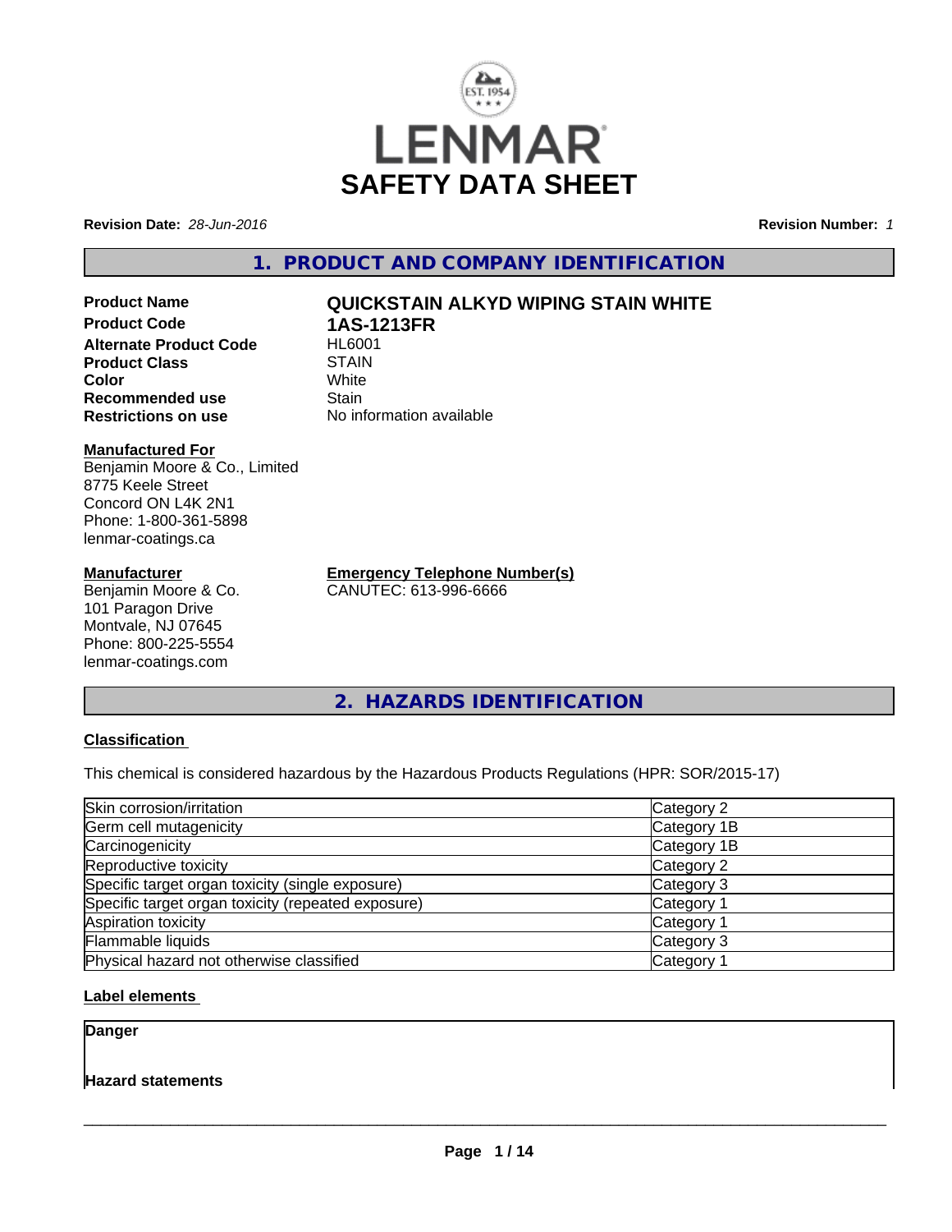LENMAR

# SAFETY DATA SHEET

**Revision Date:** *28-Jun-2016* **Revision Number:** *1*

## 1. PRODUCT AND COMPANY IDENTIFICATION

| | |
|---|---|
| **Product Name** | **QUICKSTAIN ALKYD WIPING STAIN WHITE** |
| **Product Code** | **1AS-1213FR** |
| **Alternate Product Code** | HL6001 |
| **Product Class** | STAIN |
| **Color** | White |
| **Recommended use** | Stain |
| **Restrictions on use** | No information available |

**Manufactured For**
Benjamin Moore & Co., Limited
8775 Keele Street
Concord ON L4K 2N1
Phone: 1-800-361-5898
lenmar-coatings.ca

**Manufacturer**
Benjamin Moore & Co.
101 Paragon Drive
Montvale, NJ 07645
Phone: 800-225-5554
lenmar-coatings.com

**Emergency Telephone Number(s)**
CANUTEC: 613-996-6666

## 2. HAZARDS IDENTIFICATION

**Classification**

This chemical is considered hazardous by the Hazardous Products Regulations (HPR: SOR/2015-17)

| | |
|---|---|
| Skin corrosion/irritation | Category 2 |
| Germ cell mutagenicity | Category 1B |
| Carcinogenicity | Category 1B |
| Reproductive toxicity | Category 2 |
| Specific target organ toxicity (single exposure) | Category 3 |
| Specific target organ toxicity (repeated exposure) | Category 1 |
| Aspiration toxicity | Category 1 |
| Flammable liquids | Category 3 |
| Physical hazard not otherwise classified | Category 1 |

**Label elements**

**Danger**

**Hazard statements**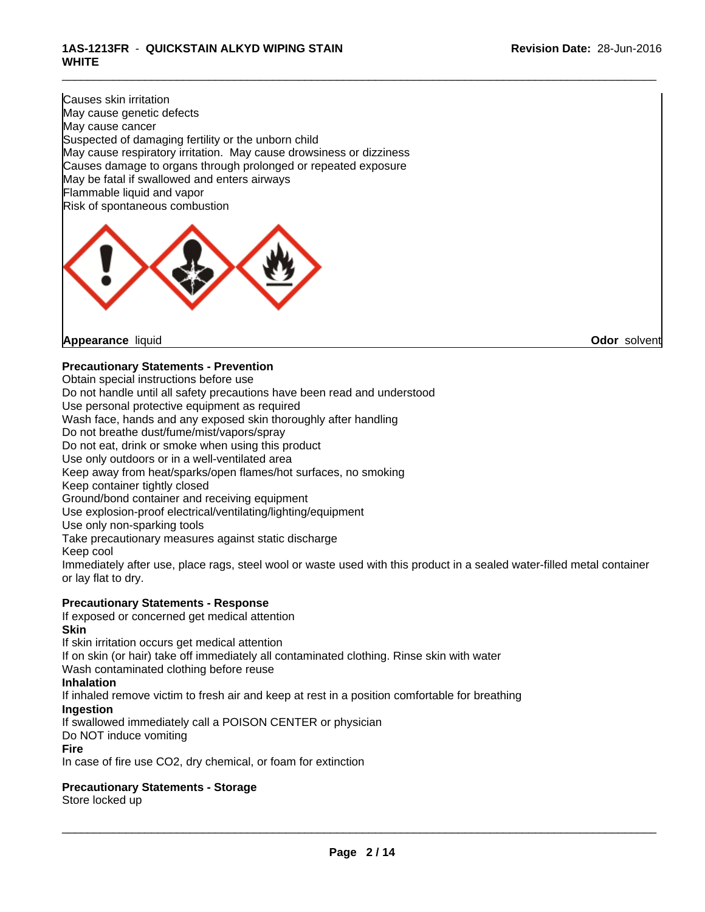Causes skin irritation
May cause genetic defects
May cause cancer
Suspected of damaging fertility or the unborn child
May cause respiratory irritation. May cause drowsiness or dizziness
Causes damage to organs through prolonged or repeated exposure
May be fatal if swallowed and enters airways
Flammable liquid and vapor
Risk of spontaneous combustion

**Appearance** liquid **Odor** solvent

**Precautionary Statements - Prevention**

Obtain special instructions before use
Do not handle until all safety precautions have been read and understood
Use personal protective equipment as required
Wash face, hands and any exposed skin thoroughly after handling
Do not breathe dust/fume/mist/vapors/spray
Do not eat, drink or smoke when using this product
Use only outdoors or in a well-ventilated area
Keep away from heat/sparks/open flames/hot surfaces, no smoking
Keep container tightly closed
Ground/bond container and receiving equipment
Use explosion-proof electrical/ventilating/lighting/equipment
Use only non-sparking tools
Take precautionary measures against static discharge
Keep cool
Immediately after use, place rags, steel wool or waste used with this product in a sealed water-filled metal container or lay flat to dry.

**Precautionary Statements - Response**

If exposed or concerned get medical attention

**Skin**

If skin irritation occurs get medical attention
If on skin (or hair) take off immediately all contaminated clothing. Rinse skin with water
Wash contaminated clothing before reuse

**Inhalation**

If inhaled remove victim to fresh air and keep at rest in a position comfortable for breathing

**Ingestion**

If swallowed immediately call a POISON CENTER or physician
Do NOT induce vomiting

**Fire**

In case of fire use $CO_2$, dry chemical, or foam for extinction

**Precautionary Statements - Storage**

Store locked up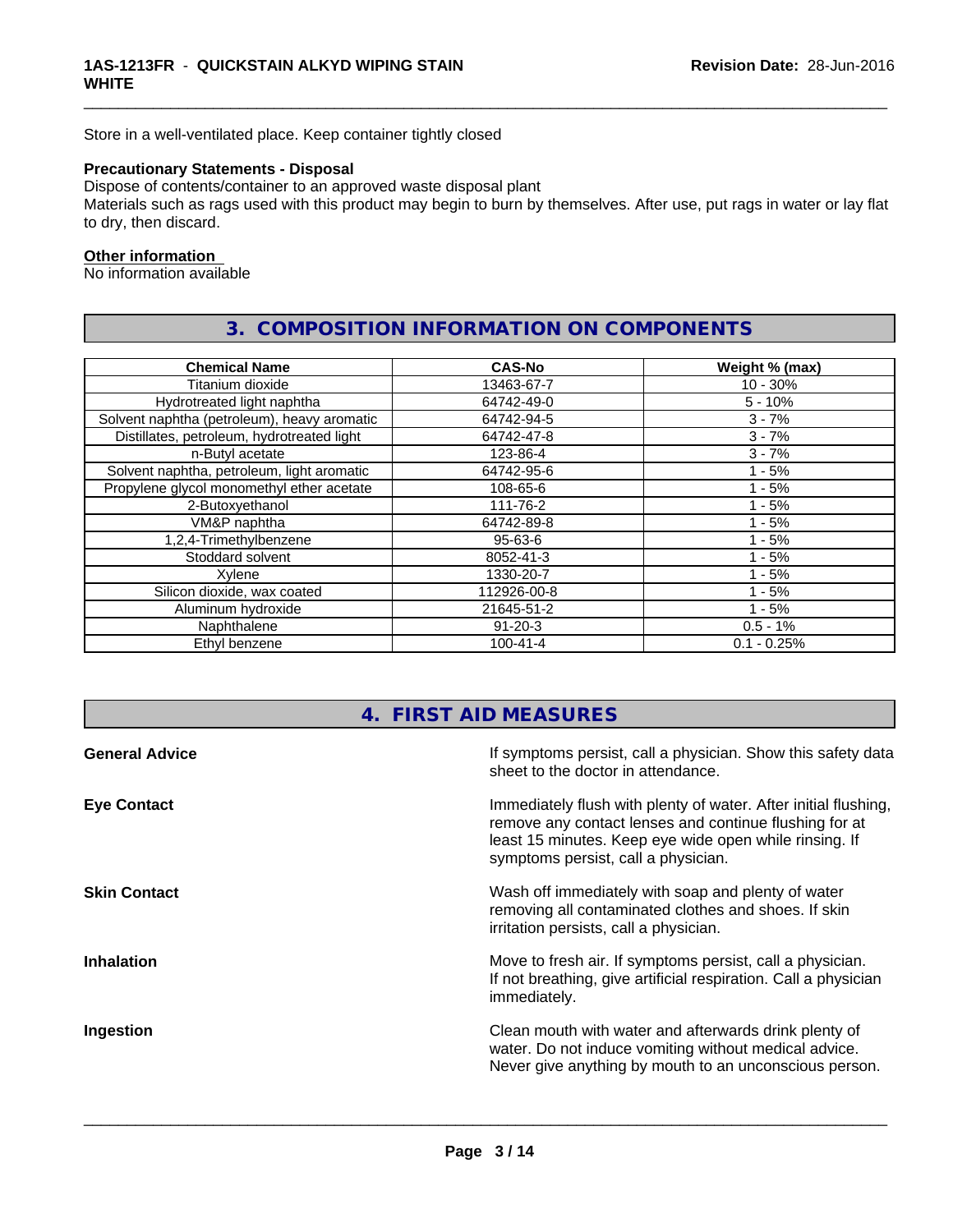Store in a well-ventilated place. Keep container tightly closed

**Precautionary Statements - Disposal**

Dispose of contents/container to an approved waste disposal plant

Materials such as rags used with this product may begin to burn by themselves. After use, put rags in water or lay flat to dry, then discard.

**Other information**

No information available

## 3. COMPOSITION INFORMATION ON COMPONENTS

| Chemical Name | CAS-No | Weight % (max) |
|---|---|---|
| Titanium dioxide | 13463-67-7 | 10 - 30% |
| Hydrotreated light naphtha | 64742-49-0 | 5 - 10% |
| Solvent naphtha (petroleum), heavy aromatic | 64742-94-5 | 3 - 7% |
| Distillates, petroleum, hydrotreated light | 64742-47-8 | 3 - 7% |
| n-Butyl acetate | 123-86-4 | 3 - 7% |
| Solvent naphtha, petroleum, light aromatic | 64742-95-6 | 1 - 5% |
| Propylene glycol monomethyl ether acetate | 108-65-6 | 1 - 5% |
| 2-Butoxyethanol | 111-76-2 | 1 - 5% |
| VM&P naphtha | 64742-89-8 | 1 - 5% |
| 1,2,4-Trimethylbenzene | 95-63-6 | 1 - 5% |
| Stoddard solvent | 8052-41-3 | 1 - 5% |
| Xylene | 1330-20-7 | 1 - 5% |
| Silicon dioxide, wax coated | 112926-00-8 | 1 - 5% |
| Aluminum hydroxide | 21645-51-2 | 1 - 5% |
| Naphthalene | 91-20-3 | 0.5 - 1% |
| Ethyl benzene | 100-41-4 | 0.1 - 0.25% |

## 4. FIRST AID MEASURES

**General Advice**
If symptoms persist, call a physician. Show this safety data sheet to the doctor in attendance.

**Eye Contact**
Immediately flush with plenty of water. After initial flushing, remove any contact lenses and continue flushing for at least 15 minutes. Keep eye wide open while rinsing. If symptoms persist, call a physician.

**Skin Contact**
Wash off immediately with soap and plenty of water removing all contaminated clothes and shoes. If skin irritation persists, call a physician.

**Inhalation**
Move to fresh air. If symptoms persist, call a physician. If not breathing, give artificial respiration. Call a physician immediately.

**Ingestion**
Clean mouth with water and afterwards drink plenty of water. Do not induce vomiting without medical advice. Never give anything by mouth to an unconscious person.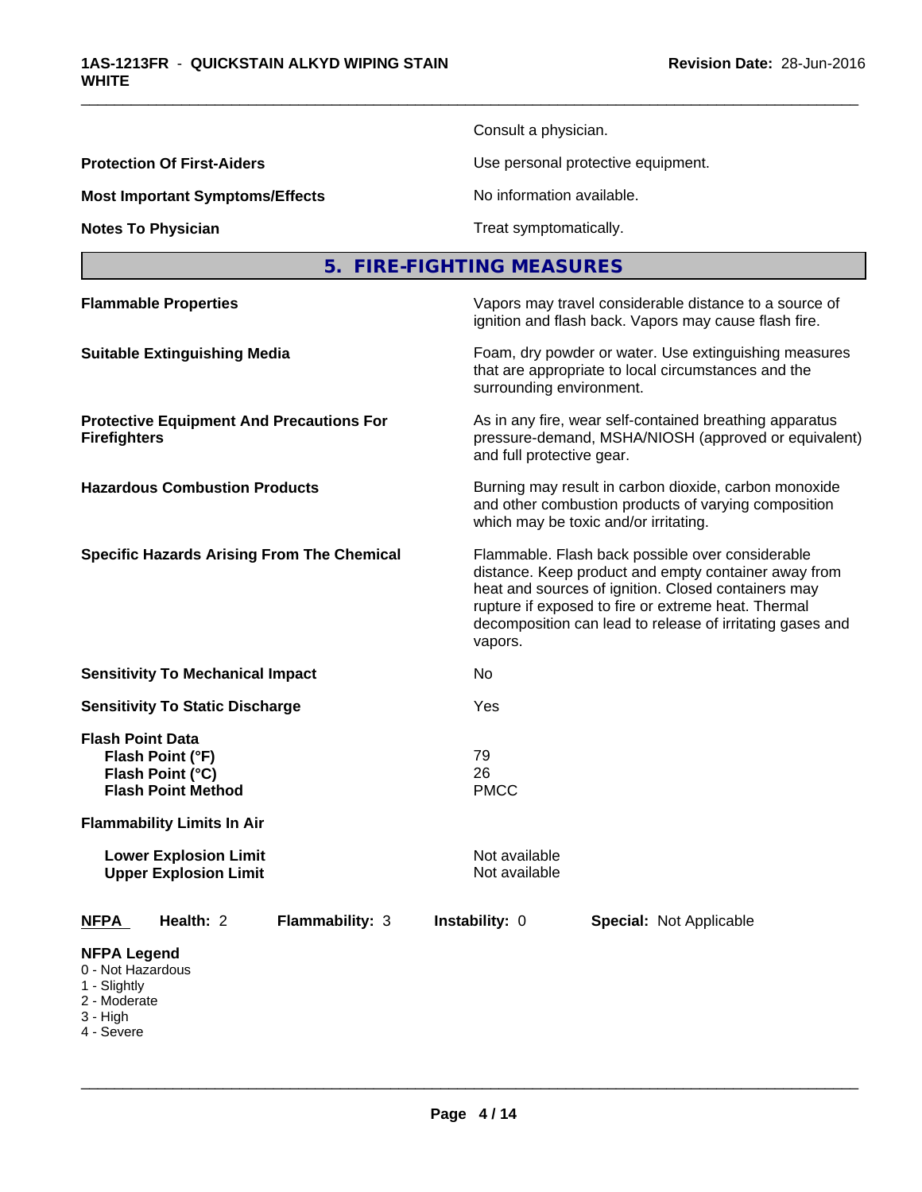Consult a physician.

**Protection Of First-Aiders** Use personal protective equipment.

**Most Important Symptoms/Effects** No information available.

**Notes To Physician** Treat symptomatically.

## 5. FIRE-FIGHTING MEASURES

**Flammable Properties** Vapors may travel considerable distance to a source of ignition and flash back. Vapors may cause flash fire.

**Suitable Extinguishing Media** Foam, dry powder or water. Use extinguishing measures that are appropriate to local circumstances and the surrounding environment.

**Protective Equipment And Precautions For Firefighters** As in any fire, wear self-contained breathing apparatus pressure-demand, MSHA/NIOSH (approved or equivalent) and full protective gear.

**Hazardous Combustion Products** Burning may result in carbon dioxide, carbon monoxide and other combustion products of varying composition which may be toxic and/or irritating.

**Specific Hazards Arising From The Chemical** Flammable. Flash back possible over considerable distance. Keep product and empty container away from heat and sources of ignition. Closed containers may rupture if exposed to fire or extreme heat. Thermal decomposition can lead to release of irritating gases and vapors.

**Sensitivity To Mechanical Impact** No

**Sensitivity To Static Discharge** Yes

**Flash Point Data**
**Flash Point (°F)** 79
**Flash Point (°C)** 26
**Flash Point Method** PMCC

**Flammability Limits In Air**

**Lower Explosion Limit** Not available
**Upper Explosion Limit** Not available

**NFPA** **Health:** 2 **Flammability:** 3 **Instability:** 0 **Special:** Not Applicable

**NFPA Legend**
0 - Not Hazardous
1 - Slightly
2 - Moderate
3 - High
4 - Severe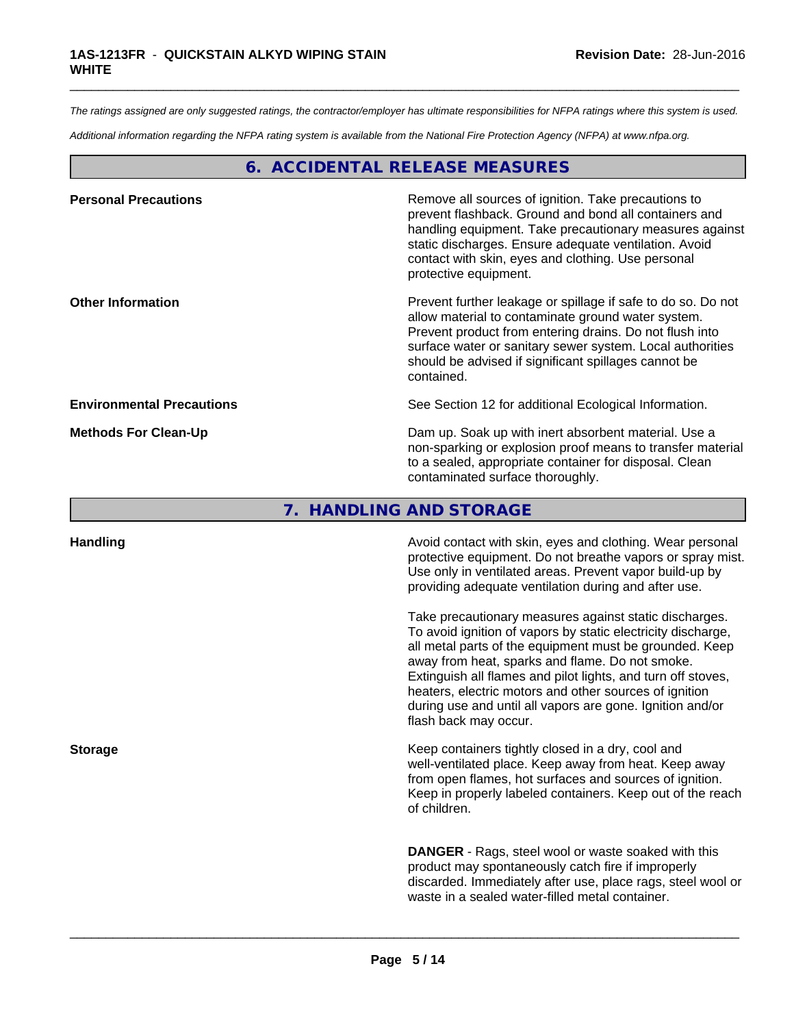*The ratings assigned are only suggested ratings, the contractor/employer has ultimate responsibilities for NFPA ratings where this system is used.*

*Additional information regarding the NFPA rating system is available from the National Fire Protection Agency (NFPA) at www.nfpa.org.*

## 6. ACCIDENTAL RELEASE MEASURES

**Personal Precautions**

Remove all sources of ignition. Take precautions to prevent flashback. Ground and bond all containers and handling equipment. Take precautionary measures against static discharges. Ensure adequate ventilation. Avoid contact with skin, eyes and clothing. Use personal protective equipment.

**Other Information**

Prevent further leakage or spillage if safe to do so. Do not allow material to contaminate ground water system. Prevent product from entering drains. Do not flush into surface water or sanitary sewer system. Local authorities should be advised if significant spillages cannot be contained.

**Environmental Precautions**

See Section 12 for additional Ecological Information.

**Methods For Clean-Up**

Dam up. Soak up with inert absorbent material. Use a non-sparking or explosion proof means to transfer material to a sealed, appropriate container for disposal. Clean contaminated surface thoroughly.

## 7. HANDLING AND STORAGE

**Handling**

Avoid contact with skin, eyes and clothing. Wear personal protective equipment. Do not breathe vapors or spray mist. Use only in ventilated areas. Prevent vapor build-up by providing adequate ventilation during and after use.

Take precautionary measures against static discharges. To avoid ignition of vapors by static electricity discharge, all metal parts of the equipment must be grounded. Keep away from heat, sparks and flame. Do not smoke. Extinguish all flames and pilot lights, and turn off stoves, heaters, electric motors and other sources of ignition during use and until all vapors are gone. Ignition and/or flash back may occur.

**Storage**

Keep containers tightly closed in a dry, cool and well-ventilated place. Keep away from heat. Keep away from open flames, hot surfaces and sources of ignition. Keep in properly labeled containers. Keep out of the reach of children.

**DANGER** - Rags, steel wool or waste soaked with this product may spontaneously catch fire if improperly discarded. Immediately after use, place rags, steel wool or waste in a sealed water-filled metal container.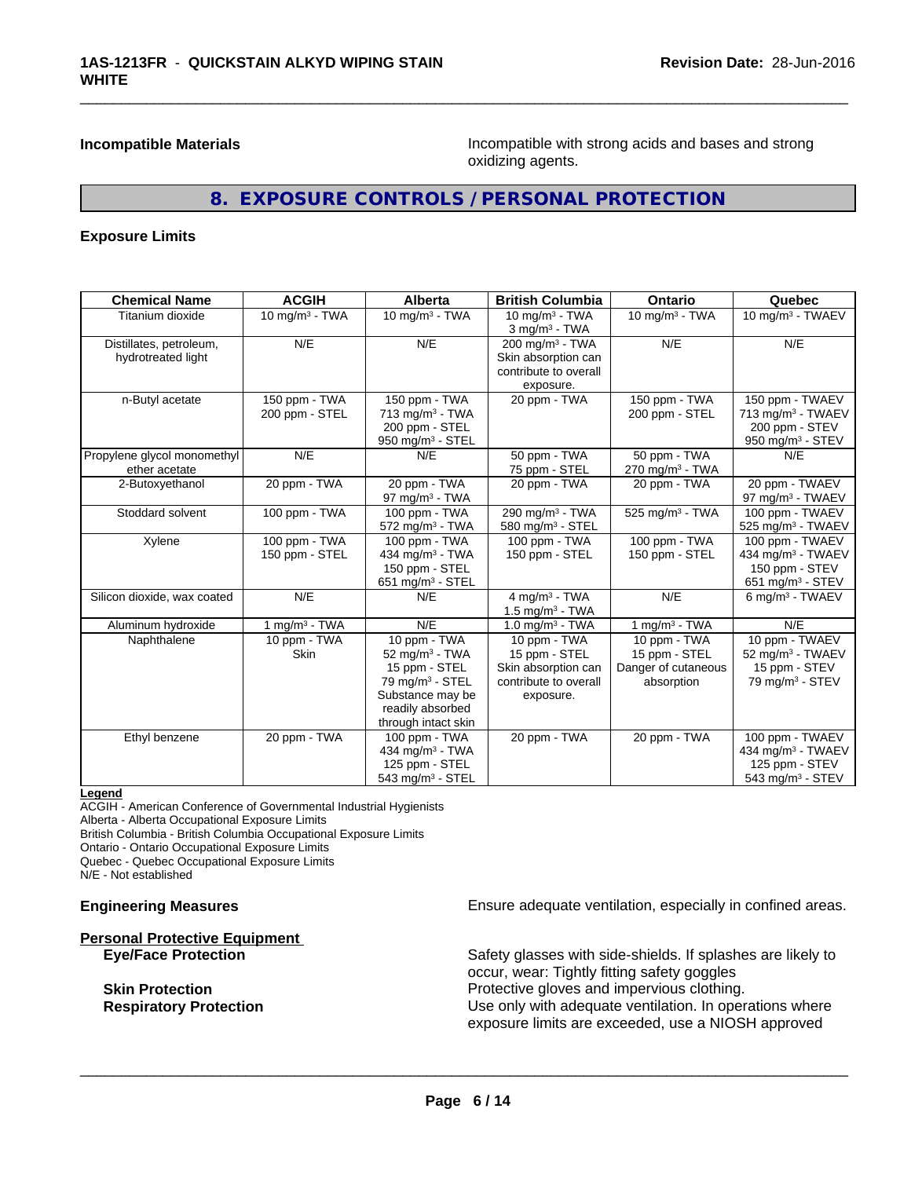**Incompatible Materials** Incompatible with strong acids and bases and strong oxidizing agents.

## 8. EXPOSURE CONTROLS / PERSONAL PROTECTION

### Exposure Limits

| Chemical Name | ACGIH | Alberta | British Columbia | Ontario | Quebec |
|---|---|---|---|---|---|
| Titanium dioxide | 10 mg/m³ - TWA | 10 mg/m³ - TWA | 10 mg/m³ - TWA<br>3 mg/m³ - TWA | 10 mg/m³ - TWA | 10 mg/m³ - TWAEV |
| Distillates, petroleum, hydrotreated light | N/E | N/E | 200 mg/m³ - TWA<br>Skin absorption can contribute to overall exposure. | N/E | N/E |
| n-Butyl acetate | 150 ppm - TWA<br>200 ppm - STEL | 150 ppm - TWA<br>713 mg/m³ - TWA<br>200 ppm - STEL<br>950 mg/m³ - STEL | 20 ppm - TWA | 150 ppm - TWA<br>200 ppm - STEL | 150 ppm - TWAEV<br>713 mg/m³ - TWAEV<br>200 ppm - STEV<br>950 mg/m³ - STEV |
| Propylene glycol monomethyl ether acetate | N/E | N/E | 50 ppm - TWA<br>75 ppm - STEL | 50 ppm - TWA<br>270 mg/m³ - TWA | N/E |
| 2-Butoxyethanol | 20 ppm - TWA | 20 ppm - TWA<br>97 mg/m³ - TWA | 20 ppm - TWA | 20 ppm - TWA | 20 ppm - TWAEV<br>97 mg/m³ - TWAEV |
| Stoddard solvent | 100 ppm - TWA | 100 ppm - TWA<br>572 mg/m³ - TWA | 290 mg/m³ - TWA<br>580 mg/m³ - STEL | 525 mg/m³ - TWA | 100 ppm - TWAEV<br>525 mg/m³ - TWAEV |
| Xylene | 100 ppm - TWA<br>150 ppm - STEL | 100 ppm - TWA<br>434 mg/m³ - TWA<br>150 ppm - STEL<br>651 mg/m³ - STEL | 100 ppm - TWA<br>150 ppm - STEL | 100 ppm - TWA<br>150 ppm - STEL | 100 ppm - TWAEV<br>434 mg/m³ - TWAEV<br>150 ppm - STEV<br>651 mg/m³ - STEV |
| Silicon dioxide, wax coated | N/E | N/E | 4 mg/m³ - TWA<br>1.5 mg/m³ - TWA | N/E | 6 mg/m³ - TWAEV |
| Aluminum hydroxide | 1 mg/m³ - TWA | N/E | 1.0 mg/m³ - TWA | 1 mg/m³ - TWA | N/E |
| Naphthalene | 10 ppm - TWA<br>Skin | 10 ppm - TWA<br>52 mg/m³ - TWA<br>15 ppm - STEL<br>79 mg/m³ - STEL<br>Substance may be readily absorbed through intact skin | 10 ppm - TWA<br>15 ppm - STEL<br>Skin absorption can contribute to overall exposure. | 10 ppm - TWA<br>15 ppm - STEL<br>Danger of cutaneous absorption | 10 ppm - TWAEV<br>52 mg/m³ - TWAEV<br>15 ppm - STEV<br>79 mg/m³ - STEV |
| Ethyl benzene | 20 ppm - TWA | 100 ppm - TWA<br>434 mg/m³ - TWA<br>125 ppm - STEL<br>543 mg/m³ - STEL | 20 ppm - TWA | 20 ppm - TWA | 100 ppm - TWAEV<br>434 mg/m³ - TWAEV<br>125 ppm - STEV<br>543 mg/m³ - STEV |

**Legend**
ACGIH - American Conference of Governmental Industrial Hygienists
Alberta - Alberta Occupational Exposure Limits
British Columbia - British Columbia Occupational Exposure Limits
Ontario - Ontario Occupational Exposure Limits
Quebec - Quebec Occupational Exposure Limits
N/E - Not established

**Engineering Measures** Ensure adequate ventilation, especially in confined areas.

**Personal Protective Equipment**

**Eye/Face Protection** Safety glasses with side-shields. If splashes are likely to occur, wear: Tightly fitting safety goggles

**Skin Protection** Protective gloves and impervious clothing.

**Respiratory Protection** Use only with adequate ventilation. In operations where exposure limits are exceeded, use a NIOSH approved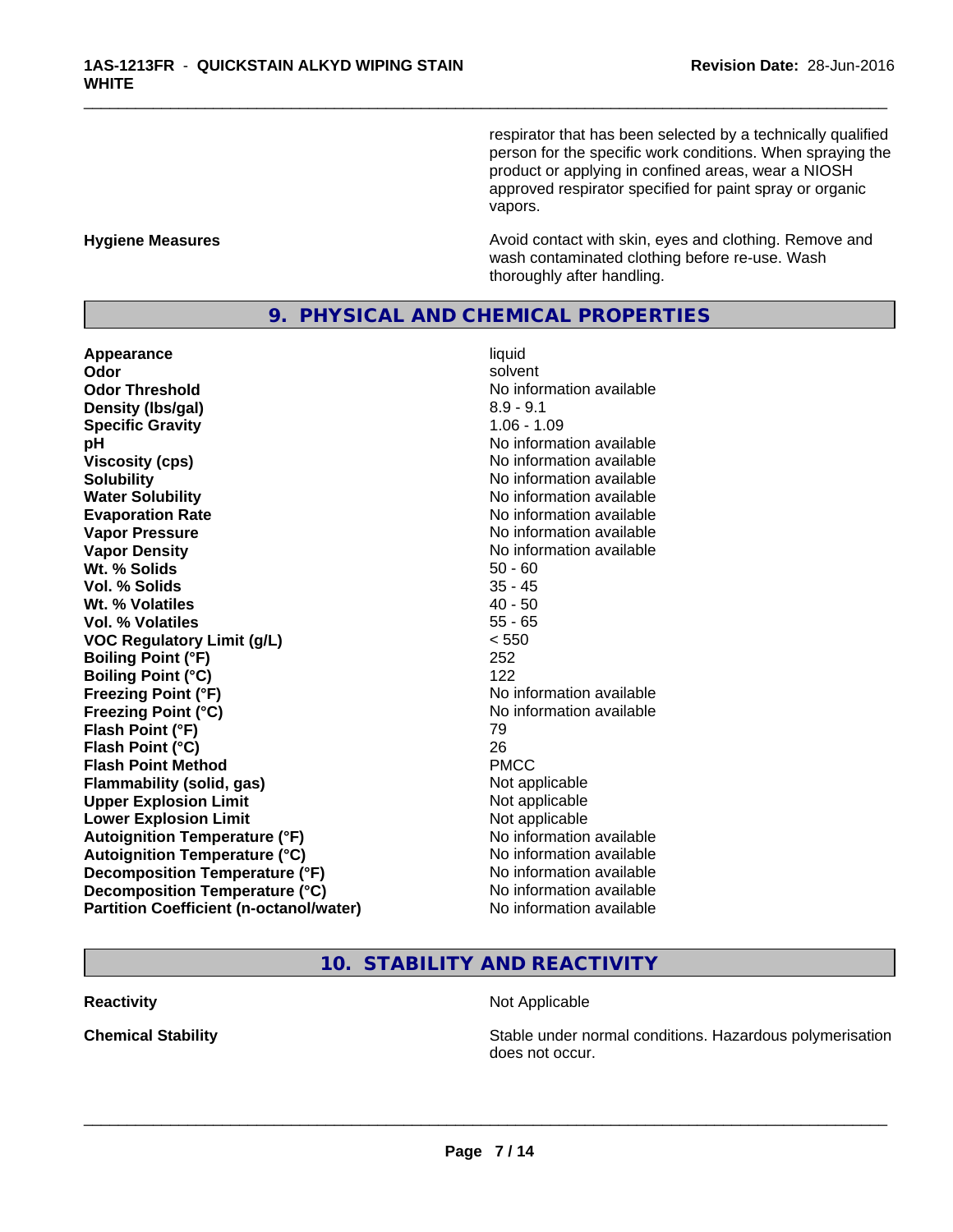respirator that has been selected by a technically qualified person for the specific work conditions. When spraying the product or applying in confined areas, wear a NIOSH approved respirator specified for paint spray or organic vapors.

| | |
|---|---|
| **Hygiene Measures** | Avoid contact with skin, eyes and clothing. Remove and wash contaminated clothing before re-use. Wash thoroughly after handling. |

## 9. PHYSICAL AND CHEMICAL PROPERTIES

| | |
|---|---|
| **Appearance** | liquid |
| **Odor** | solvent |
| **Odor Threshold** | No information available |
| **Density (lbs/gal)** | 8.9 - 9.1 |
| **Specific Gravity** | 1.06 - 1.09 |
| **pH** | No information available |
| **Viscosity (cps)** | No information available |
| **Solubility** | No information available |
| **Water Solubility** | No information available |
| **Evaporation Rate** | No information available |
| **Vapor Pressure** | No information available |
| **Vapor Density** | No information available |
| **Wt. % Solids** | 50 - 60 |
| **Vol. % Solids** | 35 - 45 |
| **Wt. % Volatiles** | 40 - 50 |
| **Vol. % Volatiles** | 55 - 65 |
| **VOC Regulatory Limit (g/L)** | < 550 |
| **Boiling Point (°F)** | 252 |
| **Boiling Point (°C)** | 122 |
| **Freezing Point (°F)** | No information available |
| **Freezing Point (°C)** | No information available |
| **Flash Point (°F)** | 79 |
| **Flash Point (°C)** | 26 |
| **Flash Point Method** | PMCC |
| **Flammability (solid, gas)** | Not applicable |
| **Upper Explosion Limit** | Not applicable |
| **Lower Explosion Limit** | Not applicable |
| **Autoignition Temperature (°F)** | No information available |
| **Autoignition Temperature (°C)** | No information available |
| **Decomposition Temperature (°F)** | No information available |
| **Decomposition Temperature (°C)** | No information available |
| **Partition Coefficient (n-octanol/water)** | No information available |

## 10. STABILITY AND REACTIVITY

| | |
|---|---|
| **Reactivity** | Not Applicable |
| **Chemical Stability** | Stable under normal conditions. Hazardous polymerisation does not occur. |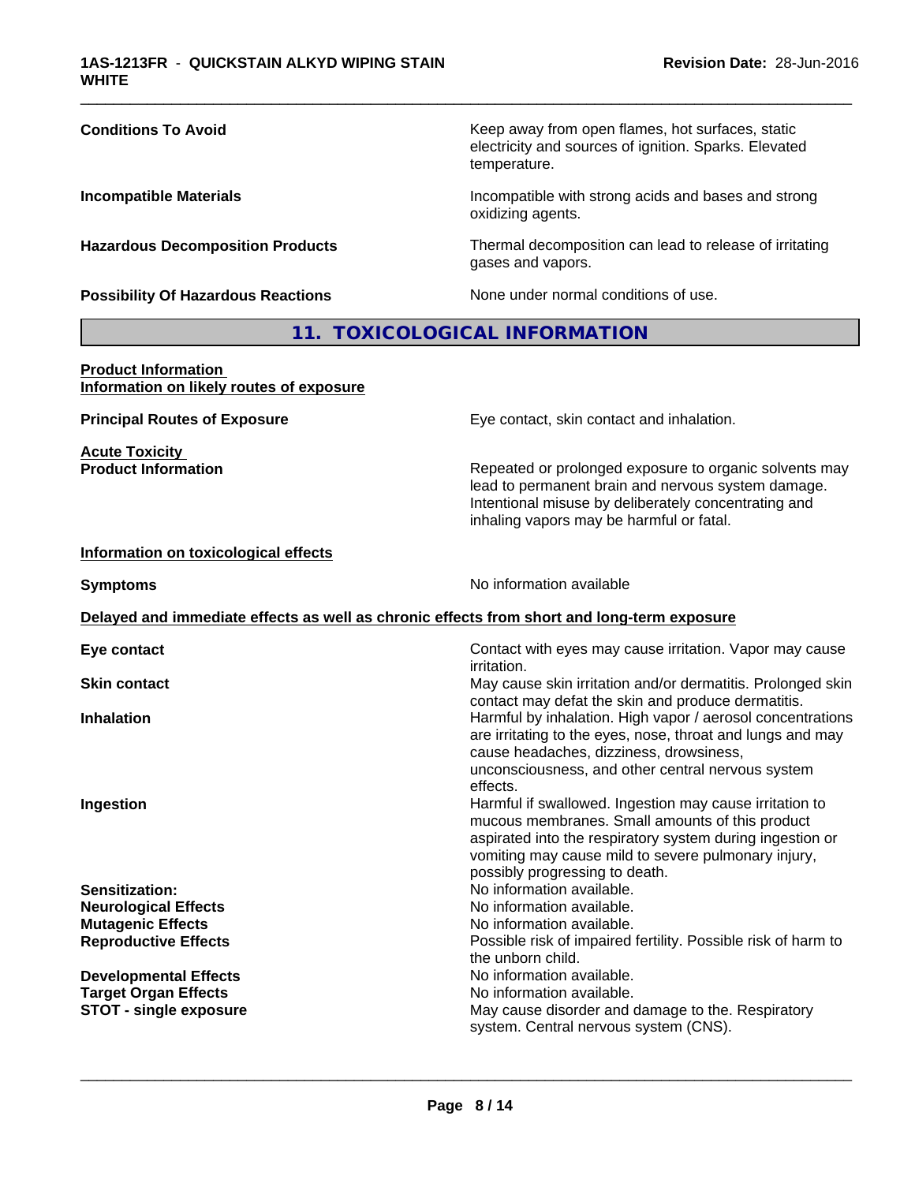| | |
|---|---|
| **Conditions To Avoid** | Keep away from open flames, hot surfaces, static electricity and sources of ignition. Sparks. Elevated temperature. |
| **Incompatible Materials** | Incompatible with strong acids and bases and strong oxidizing agents. |
| **Hazardous Decomposition Products** | Thermal decomposition can lead to release of irritating gases and vapors. |
| **Possibility Of Hazardous Reactions** | None under normal conditions of use. |

## 11. TOXICOLOGICAL INFORMATION

**Product Information**
**Information on likely routes of exposure**

| | |
|---|---|
| **Principal Routes of Exposure** | Eye contact, skin contact and inhalation. |

**Acute Toxicity**

| | |
|---|---|
| **Product Information** | Repeated or prolonged exposure to organic solvents may lead to permanent brain and nervous system damage. Intentional misuse by deliberately concentrating and inhaling vapors may be harmful or fatal. |

**Information on toxicological effects**

| | |
|---|---|
| **Symptoms** | No information available |

**Delayed and immediate effects as well as chronic effects from short and long-term exposure**

| | |
|---|---|
| **Eye contact** | Contact with eyes may cause irritation. Vapor may cause irritation. |
| **Skin contact** | May cause skin irritation and/or dermatitis. Prolonged skin contact may defat the skin and produce dermatitis. |
| **Inhalation** | Harmful by inhalation. High vapor / aerosol concentrations are irritating to the eyes, nose, throat and lungs and may cause headaches, dizziness, drowsiness, unconsciousness, and other central nervous system effects. |
| **Ingestion** | Harmful if swallowed. Ingestion may cause irritation to mucous membranes. Small amounts of this product aspirated into the respiratory system during ingestion or vomiting may cause mild to severe pulmonary injury, possibly progressing to death. |
| **Sensitization:** | No information available. |
| **Neurological Effects** | No information available. |
| **Mutagenic Effects** | No information available. |
| **Reproductive Effects** | Possible risk of impaired fertility. Possible risk of harm to the unborn child. |
| **Developmental Effects** | No information available. |
| **Target Organ Effects** | No information available. |
| **STOT - single exposure** | May cause disorder and damage to the. Respiratory system. Central nervous system (CNS). |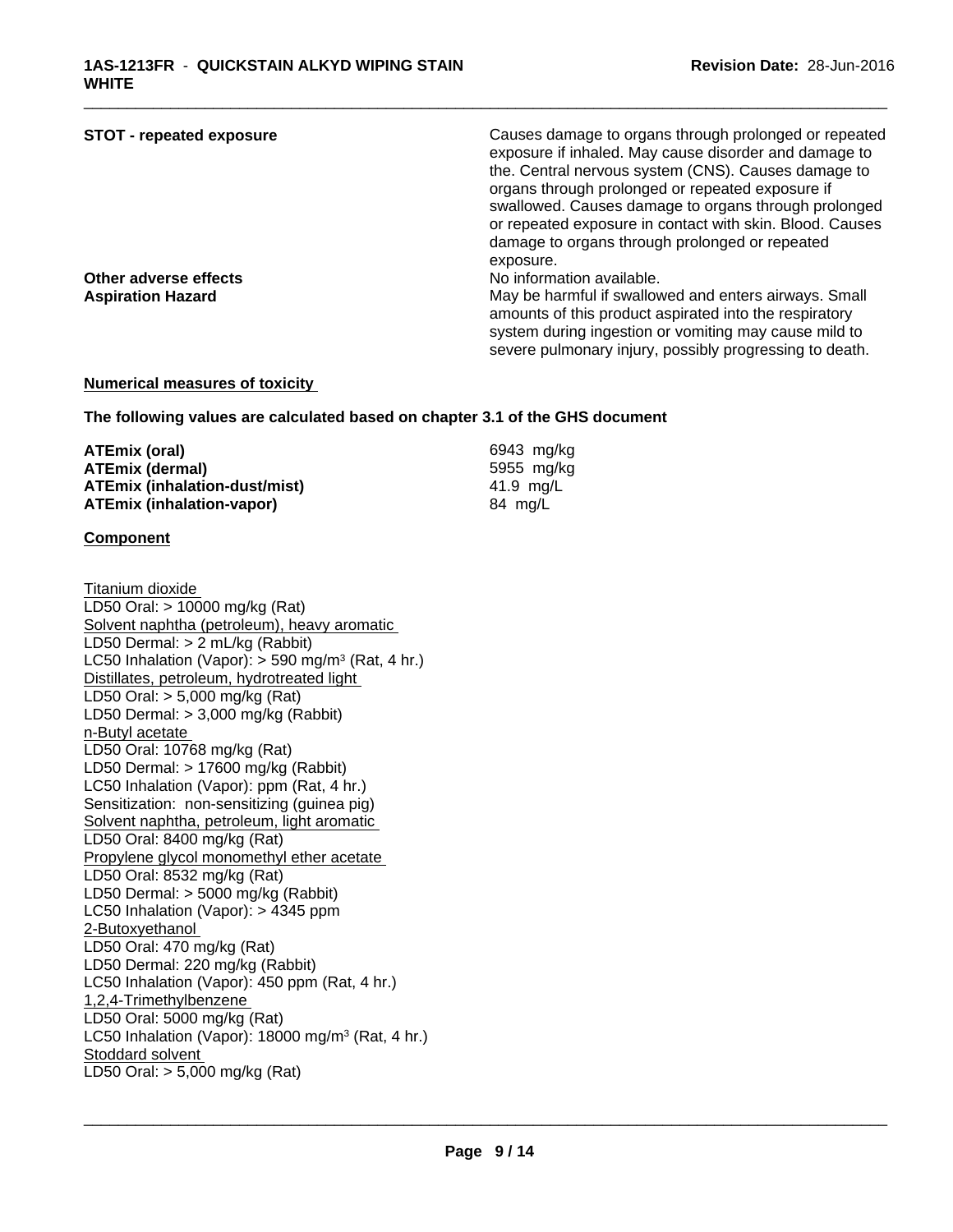| | |
|---|---|
| **STOT - repeated exposure** | Causes damage to organs through prolonged or repeated exposure if inhaled. May cause disorder and damage to the. Central nervous system (CNS). Causes damage to organs through prolonged or repeated exposure if swallowed. Causes damage to organs through prolonged or repeated exposure in contact with skin. Blood. Causes damage to organs through prolonged or repeated exposure. |
| **Other adverse effects** | No information available. |
| **Aspiration Hazard** | May be harmful if swallowed and enters airways. Small amounts of this product aspirated into the respiratory system during ingestion or vomiting may cause mild to severe pulmonary injury, possibly progressing to death. |

**Numerical measures of toxicity**

**The following values are calculated based on chapter 3.1 of the GHS document**

| | |
|---|---|
| **ATEmix (oral)** | 6943 mg/kg |
| **ATEmix (dermal)** | 5955 mg/kg |
| **ATEmix (inhalation-dust/mist)** | 41.9 mg/L |
| **ATEmix (inhalation-vapor)** | 84 mg/L |

**Component**

Titanium dioxide
LD50 Oral: > 10000 mg/kg (Rat)
Solvent naphtha (petroleum), heavy aromatic
LD50 Dermal: > 2 mL/kg (Rabbit)
LC50 Inhalation (Vapor): > 590 mg/m³ (Rat, 4 hr.)
Distillates, petroleum, hydrotreated light
LD50 Oral: > 5,000 mg/kg (Rat)
LD50 Dermal: > 3,000 mg/kg (Rabbit)
n-Butyl acetate
LD50 Oral: 10768 mg/kg (Rat)
LD50 Dermal: > 17600 mg/kg (Rabbit)
LC50 Inhalation (Vapor): ppm (Rat, 4 hr.)
Sensitization: non-sensitizing (guinea pig)
Solvent naphtha, petroleum, light aromatic
LD50 Oral: 8400 mg/kg (Rat)
Propylene glycol monomethyl ether acetate
LD50 Oral: 8532 mg/kg (Rat)
LD50 Dermal: > 5000 mg/kg (Rabbit)
LC50 Inhalation (Vapor): > 4345 ppm
2-Butoxyethanol
LD50 Oral: 470 mg/kg (Rat)
LD50 Dermal: 220 mg/kg (Rabbit)
LC50 Inhalation (Vapor): 450 ppm (Rat, 4 hr.)
1,2,4-Trimethylbenzene
LD50 Oral: 5000 mg/kg (Rat)
LC50 Inhalation (Vapor): 18000 mg/m³ (Rat, 4 hr.)
Stoddard solvent
LD50 Oral: > 5,000 mg/kg (Rat)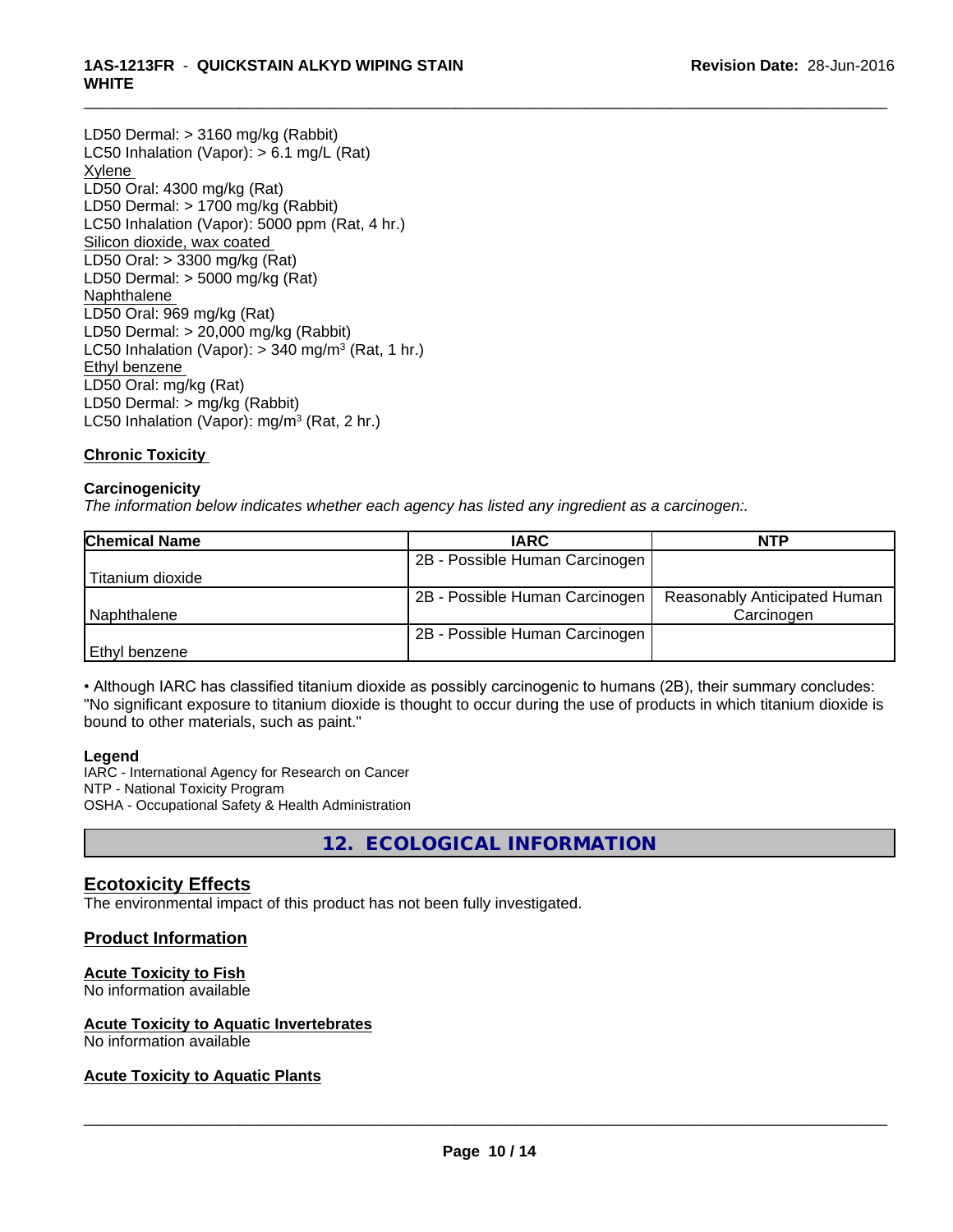LD50 Dermal: > 3160 mg/kg (Rabbit)
LC50 Inhalation (Vapor): > 6.1 mg/L (Rat)

Xylene

LD50 Oral: 4300 mg/kg (Rat)
LD50 Dermal: > 1700 mg/kg (Rabbit)
LC50 Inhalation (Vapor): 5000 ppm (Rat, 4 hr.)

Silicon dioxide, wax coated

LD50 Oral: > 3300 mg/kg (Rat)
LD50 Dermal: > 5000 mg/kg (Rat)

Naphthalene

LD50 Oral: 969 mg/kg (Rat)
LD50 Dermal: > 20,000 mg/kg (Rabbit)
LC50 Inhalation (Vapor): > 340 mg/m$^3$ (Rat, 1 hr.)

Ethyl benzene

LD50 Oral: mg/kg (Rat)
LD50 Dermal: > mg/kg (Rabbit)
LC50 Inhalation (Vapor): mg/m$^3$ (Rat, 2 hr.)

### Chronic Toxicity

**Carcinogenicity**

*The information below indicates whether each agency has listed any ingredient as a carcinogen:.*

| Chemical Name | IARC | NTP |
|---|---|---|
| Titanium dioxide | 2B - Possible Human Carcinogen | |
| Naphthalene | 2B - Possible Human Carcinogen | Reasonably Anticipated Human Carcinogen |
| Ethyl benzene | 2B - Possible Human Carcinogen | |

• Although IARC has classified titanium dioxide as possibly carcinogenic to humans (2B), their summary concludes: "No significant exposure to titanium dioxide is thought to occur during the use of products in which titanium dioxide is bound to other materials, such as paint."

**Legend**

IARC - International Agency for Research on Cancer
NTP - National Toxicity Program
OSHA - Occupational Safety & Health Administration

## 12. ECOLOGICAL INFORMATION

### Ecotoxicity Effects

The environmental impact of this product has not been fully investigated.

### Product Information

**Acute Toxicity to Fish**

No information available

**Acute Toxicity to Aquatic Invertebrates**

No information available

**Acute Toxicity to Aquatic Plants**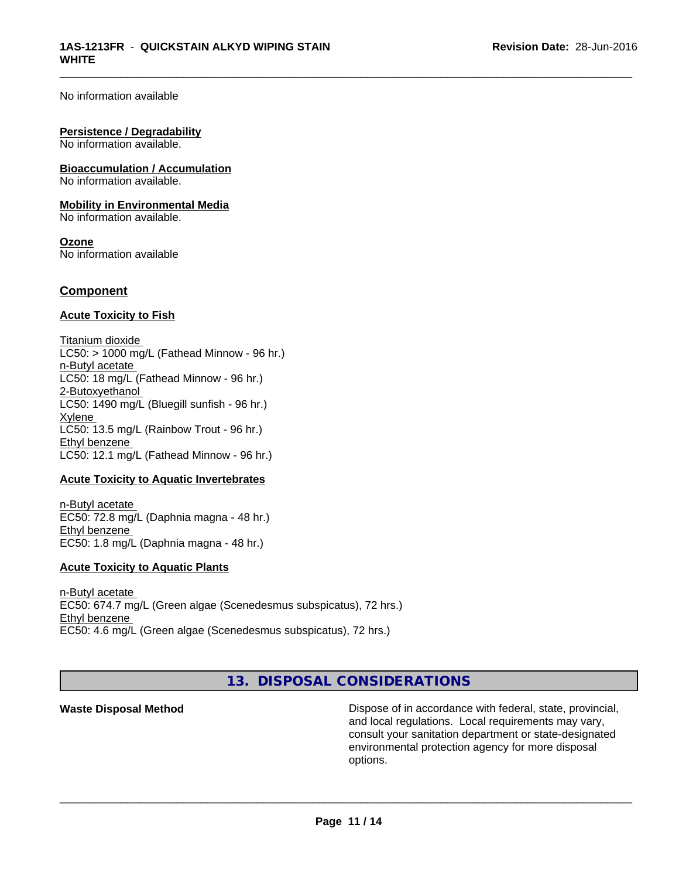No information available

**Persistence / Degradability**
No information available.

**Bioaccumulation / Accumulation**
No information available.

**Mobility in Environmental Media**
No information available.

**Ozone**
No information available

## Component

### Acute Toxicity to Fish

Titanium dioxide
LC50: > 1000 mg/L (Fathead Minnow - 96 hr.)
n-Butyl acetate
LC50: 18 mg/L (Fathead Minnow - 96 hr.)
2-Butoxyethanol
LC50: 1490 mg/L (Bluegill sunfish - 96 hr.)
Xylene
LC50: 13.5 mg/L (Rainbow Trout - 96 hr.)
Ethyl benzene
LC50: 12.1 mg/L (Fathead Minnow - 96 hr.)

### Acute Toxicity to Aquatic Invertebrates

n-Butyl acetate
EC50: 72.8 mg/L (Daphnia magna - 48 hr.)
Ethyl benzene
EC50: 1.8 mg/L (Daphnia magna - 48 hr.)

### Acute Toxicity to Aquatic Plants

n-Butyl acetate
EC50: 674.7 mg/L (Green algae (Scenedesmus subspicatus), 72 hrs.)
Ethyl benzene
EC50: 4.6 mg/L (Green algae (Scenedesmus subspicatus), 72 hrs.)

## 13. DISPOSAL CONSIDERATIONS

**Waste Disposal Method**

Dispose of in accordance with federal, state, provincial, and local regulations. Local requirements may vary, consult your sanitation department or state-designated environmental protection agency for more disposal options.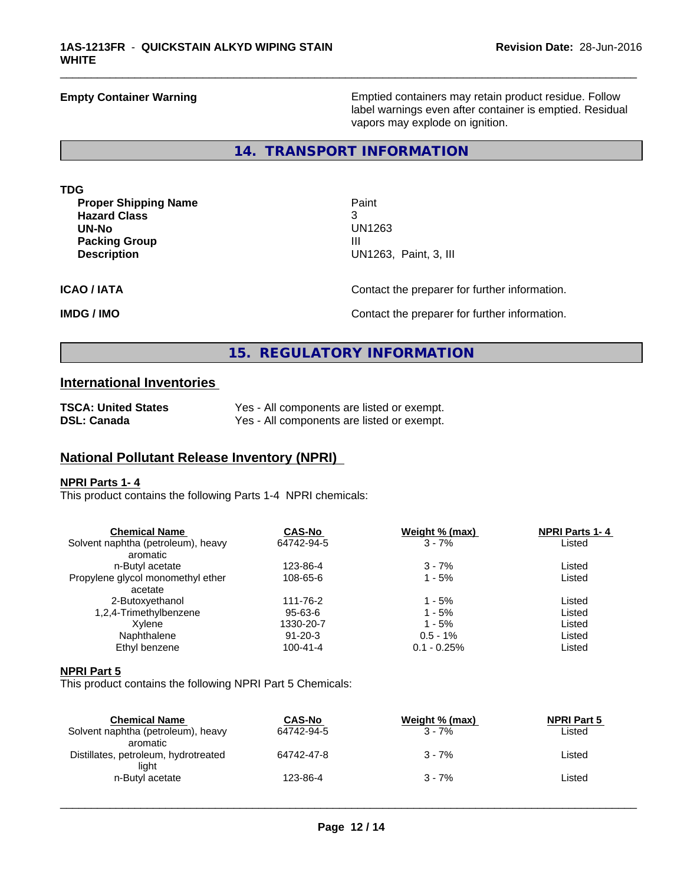**Empty Container Warning**

Emptied containers may retain product residue. Follow label warnings even after container is emptied. Residual vapors may explode on ignition.

## 14. TRANSPORT INFORMATION

**TDG**

| | |
|---|---|
| **Proper Shipping Name** | Paint |
| **Hazard Class** | 3 |
| **UN-No** | UN1263 |
| **Packing Group** | III |
| **Description** | UN1263, Paint, 3, III |

**ICAO / IATA** Contact the preparer for further information.

**IMDG / IMO** Contact the preparer for further information.

## 15. REGULATORY INFORMATION

### International Inventories

| | |
|---|---|
| **TSCA: United States** | Yes - All components are listed or exempt. |
| **DSL: Canada** | Yes - All components are listed or exempt. |

### National Pollutant Release Inventory (NPRI)

**NPRI Parts 1- 4**

This product contains the following Parts 1-4 NPRI chemicals:

| Chemical Name | CAS-No | Weight % (max) | NPRI Parts 1- 4 |
|---|---|---|---|
| Solvent naphtha (petroleum), heavy aromatic | 64742-94-5 | 3 - 7% | Listed |
| n-Butyl acetate | 123-86-4 | 3 - 7% | Listed |
| Propylene glycol monomethyl ether acetate | 108-65-6 | 1 - 5% | Listed |
| 2-Butoxyethanol | 111-76-2 | 1 - 5% | Listed |
| 1,2,4-Trimethylbenzene | 95-63-6 | 1 - 5% | Listed |
| Xylene | 1330-20-7 | 1 - 5% | Listed |
| Naphthalene | 91-20-3 | 0.5 - 1% | Listed |
| Ethyl benzene | 100-41-4 | 0.1 - 0.25% | Listed |

**NPRI Part 5**

This product contains the following NPRI Part 5 Chemicals:

| Chemical Name | CAS-No | Weight % (max) | NPRI Part 5 |
|---|---|---|---|
| Solvent naphtha (petroleum), heavy aromatic | 64742-94-5 | 3 - 7% | Listed |
| Distillates, petroleum, hydrotreated light | 64742-47-8 | 3 - 7% | Listed |
| n-Butyl acetate | 123-86-4 | 3 - 7% | Listed |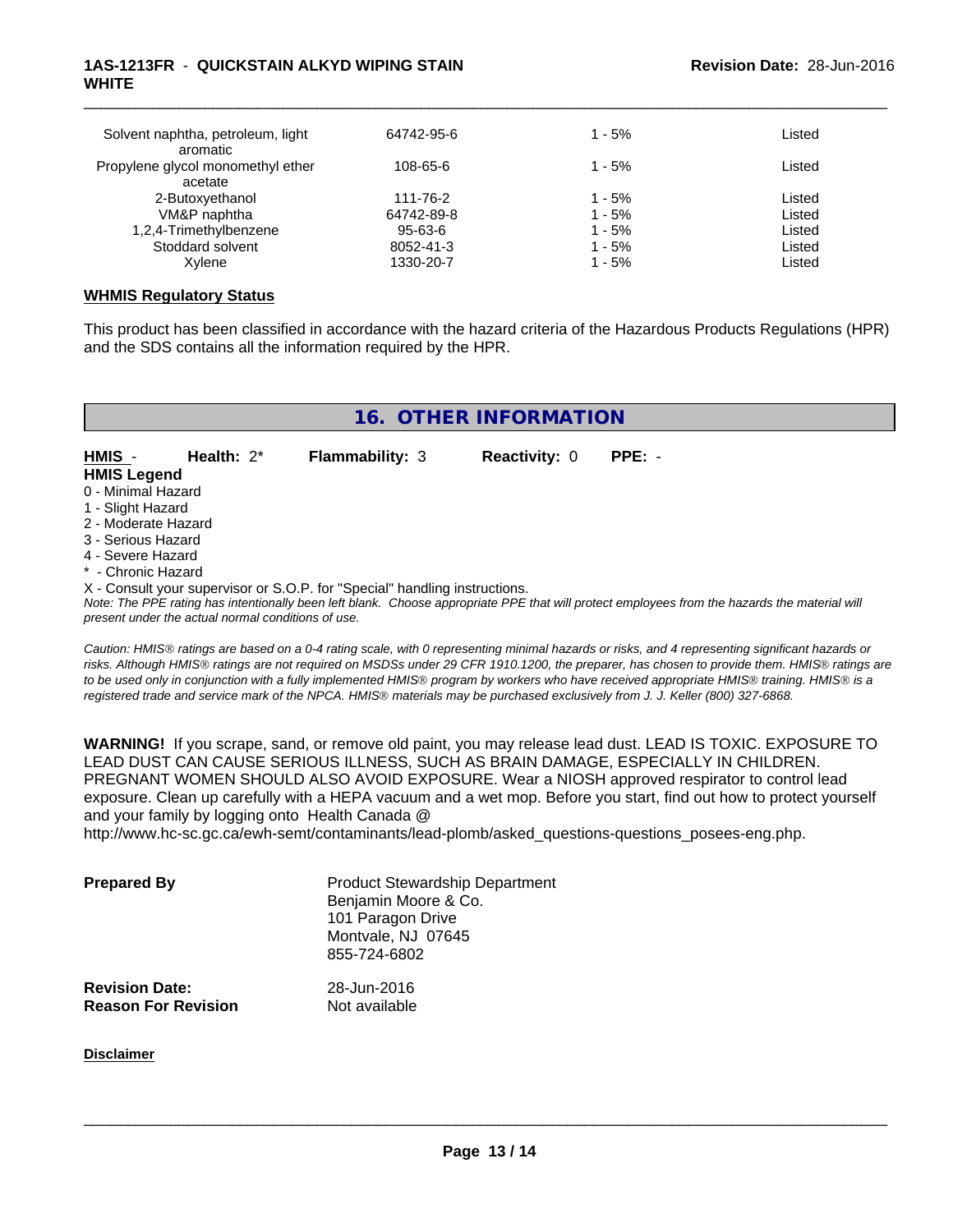| | | | |
|---|---|---|---|
| Solvent naphtha, petroleum, light aromatic | 64742-95-6 | 1 - 5% | Listed |
| Propylene glycol monomethyl ether acetate | 108-65-6 | 1 - 5% | Listed |
| 2-Butoxyethanol | 111-76-2 | 1 - 5% | Listed |
| VM&P naphtha | 64742-89-8 | 1 - 5% | Listed |
| 1,2,4-Trimethylbenzene | 95-63-6 | 1 - 5% | Listed |
| Stoddard solvent | 8052-41-3 | 1 - 5% | Listed |
| Xylene | 1330-20-7 | 1 - 5% | Listed |

**WHMIS Regulatory Status**

This product has been classified in accordance with the hazard criteria of the Hazardous Products Regulations (HPR) and the SDS contains all the information required by the HPR.

## 16. OTHER INFORMATION

**HMIS** - **Health:** 2* **Flammability:** 3 **Reactivity:** 0 **PPE:** -

**HMIS Legend**
0 - Minimal Hazard
1 - Slight Hazard
2 - Moderate Hazard
3 - Serious Hazard
4 - Severe Hazard
* - Chronic Hazard
X - Consult your supervisor or S.O.P. for "Special" handling instructions.

*Note: The PPE rating has intentionally been left blank. Choose appropriate PPE that will protect employees from the hazards the material will present under the actual normal conditions of use.*

*Caution: HMIS® ratings are based on a 0-4 rating scale, with 0 representing minimal hazards or risks, and 4 representing significant hazards or risks. Although HMIS® ratings are not required on MSDSs under 29 CFR 1910.1200, the preparer, has chosen to provide them. HMIS® ratings are to be used only in conjunction with a fully implemented HMIS® program by workers who have received appropriate HMIS® training. HMIS® is a registered trade and service mark of the NPCA. HMIS® materials may be purchased exclusively from J. J. Keller (800) 327-6868.*

**WARNING!** If you scrape, sand, or remove old paint, you may release lead dust. LEAD IS TOXIC. EXPOSURE TO LEAD DUST CAN CAUSE SERIOUS ILLNESS, SUCH AS BRAIN DAMAGE, ESPECIALLY IN CHILDREN. PREGNANT WOMEN SHOULD ALSO AVOID EXPOSURE. Wear a NIOSH approved respirator to control lead exposure. Clean up carefully with a HEPA vacuum and a wet mop. Before you start, find out how to protect yourself and your family by logging onto Health Canada @ http://www.hc-sc.gc.ca/ewh-semt/contaminants/lead-plomb/asked_questions-questions_posees-eng.php.

**Prepared By**
Product Stewardship Department
Benjamin Moore & Co.
101 Paragon Drive
Montvale, NJ 07645
855-724-6802

**Revision Date:** 28-Jun-2016
**Reason For Revision** Not available

**Disclaimer**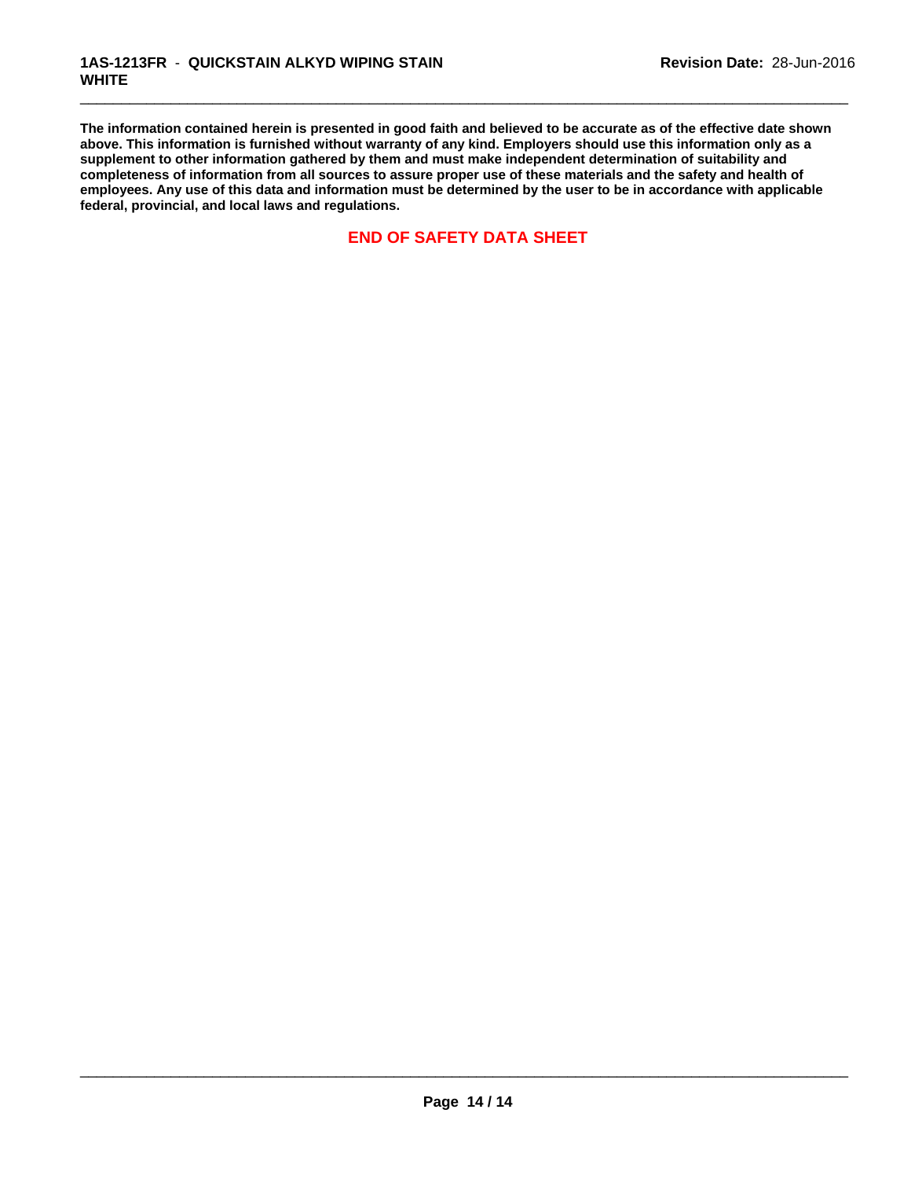**The information contained herein is presented in good faith and believed to be accurate as of the effective date shown above. This information is furnished without warranty of any kind. Employers should use this information only as a supplement to other information gathered by them and must make independent determination of suitability and completeness of information from all sources to assure proper use of these materials and the safety and health of employees. Any use of this data and information must be determined by the user to be in accordance with applicable federal, provincial, and local laws and regulations.**

**END OF SAFETY DATA SHEET**